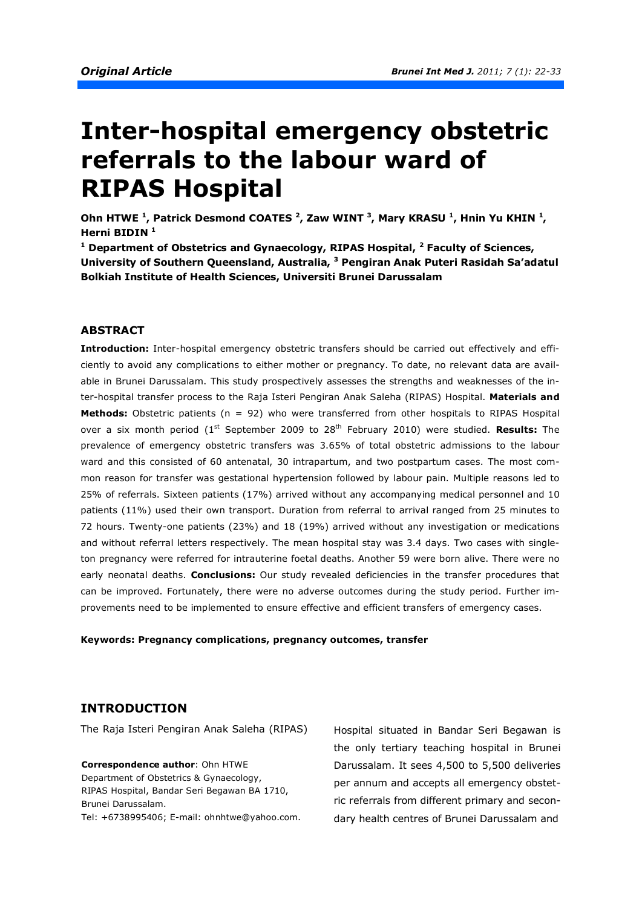*Original Article*

# Inter-hospital emergency obstetric referrals to the labour ward of RIPAS Hospital

**Ohn HTWE [1], Patrick Desmond COATES [2], Zaw WINT [3], Mary KRASU [1], Hnin Yu KHIN [1], Herni BIDIN [1]**

**[1] Department of Obstetrics and Gynaecology, RIPAS Hospital, [2] Faculty of Sciences, University of Southern Queensland, Australia, [3] Pengiran Anak Puteri Rasidah Sa'adatul Bolkiah Institute of Health Sciences, Universiti Brunei Darussalam**

## ABSTRACT

**Introduction:** Inter-hospital emergency obstetric transfers should be carried out effectively and efficiently to avoid any complications to either mother or pregnancy. To date, no relevant data are available in Brunei Darussalam. This study prospectively assesses the strengths and weaknesses of the inter-hospital transfer process to the Raja Isteri Pengiran Anak Saleha (RIPAS) Hospital. **Materials and Methods:** Obstetric patients (n = 92) who were transferred from other hospitals to RIPAS Hospital over a six month period (1st September 2009 to 28th February 2010) were studied. **Results:** The prevalence of emergency obstetric transfers was 3.65% of total obstetric admissions to the labour ward and this consisted of 60 antenatal, 30 intrapartum, and two postpartum cases. The most common reason for transfer was gestational hypertension followed by labour pain. Multiple reasons led to 25% of referrals. Sixteen patients (17%) arrived without any accompanying medical personnel and 10 patients (11%) used their own transport. Duration from referral to arrival ranged from 25 minutes to 72 hours. Twenty-one patients (23%) and 18 (19%) arrived without any investigation or medications and without referral letters respectively. The mean hospital stay was 3.4 days. Two cases with singleton pregnancy were referred for intrauterine foetal deaths. Another 59 were born alive. There were no early neonatal deaths. **Conclusions:** Our study revealed deficiencies in the transfer procedures that can be improved. Fortunately, there were no adverse outcomes during the study period. Further improvements need to be implemented to ensure effective and efficient transfers of emergency cases.

**Keywords: Pregnancy complications, pregnancy outcomes, transfer**

## INTRODUCTION

The Raja Isteri Pengiran Anak Saleha (RIPAS) Hospital situated in Bandar Seri Begawan is the only tertiary teaching hospital in Brunei Darussalam. It sees 4,500 to 5,500 deliveries per annum and accepts all emergency obstetric referrals from different primary and secondary health centres of Brunei Darussalam and

**Correspondence author**: Ohn HTWE
Department of Obstetrics & Gynaecology,
RIPAS Hospital, Bandar Seri Begawan BA 1710,
Brunei Darussalam.
Tel: +6738995406; E-mail: ohnhtwe@yahoo.com.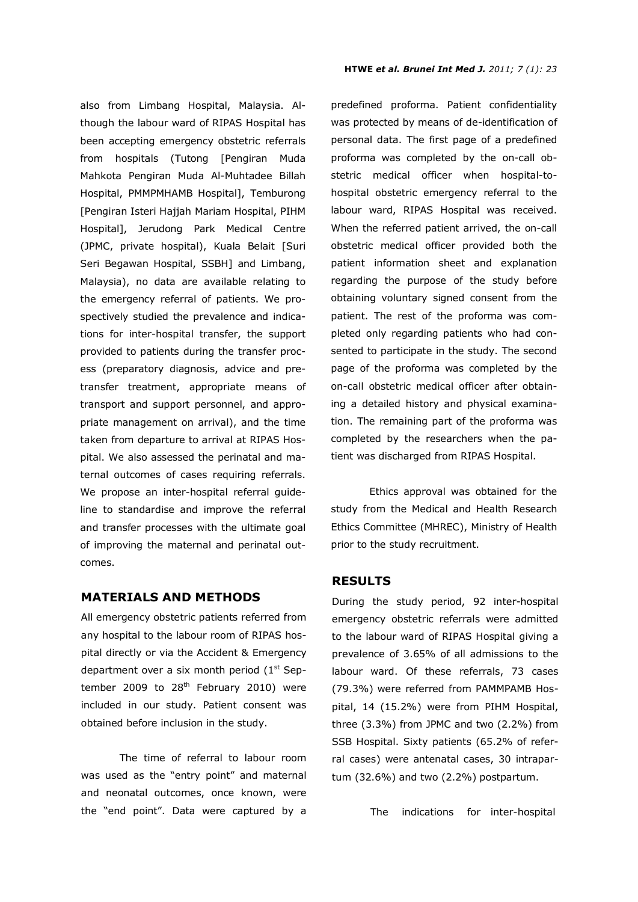also from Limbang Hospital, Malaysia. Although the labour ward of RIPAS Hospital has been accepting emergency obstetric referrals from hospitals (Tutong [Pengiran Muda Mahkota Pengiran Muda Al-Muhtadee Billah Hospital, PMMPMHAMB Hospital], Temburong [Pengiran Isteri Hajjah Mariam Hospital, PIHM Hospital], Jerudong Park Medical Centre (JPMC, private hospital), Kuala Belait [Suri Seri Begawan Hospital, SSBH] and Limbang, Malaysia), no data are available relating to the emergency referral of patients. We prospectively studied the prevalence and indications for inter-hospital transfer, the support provided to patients during the transfer process (preparatory diagnosis, advice and pre-transfer treatment, appropriate means of transport and support personnel, and appropriate management on arrival), and the time taken from departure to arrival at RIPAS Hospital. We also assessed the perinatal and maternal outcomes of cases requiring referrals. We propose an inter-hospital referral guideline to standardise and improve the referral and transfer processes with the ultimate goal of improving the maternal and perinatal outcomes.

## MATERIALS AND METHODS

All emergency obstetric patients referred from any hospital to the labour room of RIPAS hospital directly or via the Accident & Emergency department over a six month period (1st September 2009 to 28th February 2010) were included in our study. Patient consent was obtained before inclusion in the study.

The time of referral to labour room was used as the "entry point" and maternal and neonatal outcomes, once known, were the "end point". Data were captured by a predefined proforma. Patient confidentiality was protected by means of de-identification of personal data. The first page of a predefined proforma was completed by the on-call obstetric medical officer when hospital-to-hospital obstetric emergency referral to the labour ward, RIPAS Hospital was received. When the referred patient arrived, the on-call obstetric medical officer provided both the patient information sheet and explanation regarding the purpose of the study before obtaining voluntary signed consent from the patient. The rest of the proforma was completed only regarding patients who had consented to participate in the study. The second page of the proforma was completed by the on-call obstetric medical officer after obtaining a detailed history and physical examination. The remaining part of the proforma was completed by the researchers when the patient was discharged from RIPAS Hospital.

Ethics approval was obtained for the study from the Medical and Health Research Ethics Committee (MHREC), Ministry of Health prior to the study recruitment.

## RESULTS

During the study period, 92 inter-hospital emergency obstetric referrals were admitted to the labour ward of RIPAS Hospital giving a prevalence of 3.65% of all admissions to the labour ward. Of these referrals, 73 cases (79.3%) were referred from PAMMPAMB Hospital, 14 (15.2%) were from PIHM Hospital, three (3.3%) from JPMC and two (2.2%) from SSB Hospital. Sixty patients (65.2% of referral cases) were antenatal cases, 30 intrapartum (32.6%) and two (2.2%) postpartum.

The indications for inter-hospital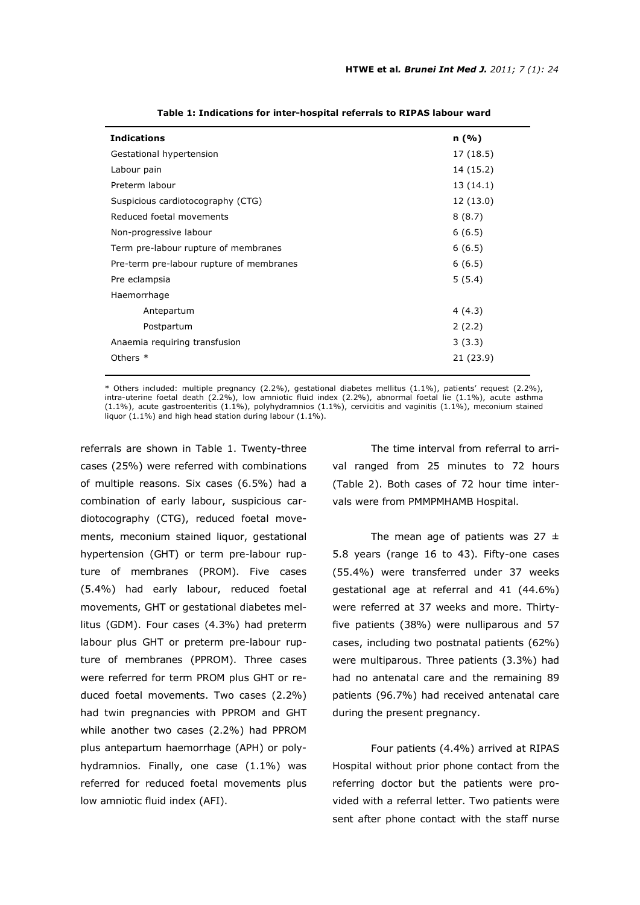**Table 1: Indications for inter-hospital referrals to RIPAS labour ward**

| Indications | n (%) |
|---|---|
| Gestational hypertension | 17 (18.5) |
| Labour pain | 14 (15.2) |
| Preterm labour | 13 (14.1) |
| Suspicious cardiotocography (CTG) | 12 (13.0) |
| Reduced foetal movements | 8 (8.7) |
| Non-progressive labour | 6 (6.5) |
| Term pre-labour rupture of membranes | 6 (6.5) |
| Pre-term pre-labour rupture of membranes | 6 (6.5) |
| Pre eclampsia | 5 (5.4) |
| Haemorrhage | |
| Antepartum | 4 (4.3) |
| Postpartum | 2 (2.2) |
| Anaemia requiring transfusion | 3 (3.3) |
| Others * | 21 (23.9) |

* Others included: multiple pregnancy (2.2%), gestational diabetes mellitus (1.1%), patients' request (2.2%), intra-uterine foetal death (2.2%), low amniotic fluid index (2.2%), abnormal foetal lie (1.1%), acute asthma (1.1%), acute gastroenteritis (1.1%), polyhydramnios (1.1%), cervicitis and vaginitis (1.1%), meconium stained liquor (1.1%) and high head station during labour (1.1%).

referrals are shown in Table 1. Twenty-three cases (25%) were referred with combinations of multiple reasons. Six cases (6.5%) had a combination of early labour, suspicious cardiotocography (CTG), reduced foetal movements, meconium stained liquor, gestational hypertension (GHT) or term pre-labour rupture of membranes (PROM). Five cases (5.4%) had early labour, reduced foetal movements, GHT or gestational diabetes mellitus (GDM). Four cases (4.3%) had preterm labour plus GHT or preterm pre-labour rupture of membranes (PPROM). Three cases were referred for term PROM plus GHT or reduced foetal movements. Two cases (2.2%) had twin pregnancies with PPROM and GHT while another two cases (2.2%) had PPROM plus antepartum haemorrhage (APH) or polyhydramnios. Finally, one case (1.1%) was referred for reduced foetal movements plus low amniotic fluid index (AFI).

The time interval from referral to arrival ranged from 25 minutes to 72 hours (Table 2). Both cases of 72 hour time intervals were from PMMPMHAMB Hospital.

The mean age of patients was 27 ± 5.8 years (range 16 to 43). Fifty-one cases (55.4%) were transferred under 37 weeks gestational age at referral and 41 (44.6%) were referred at 37 weeks and more. Thirty-five patients (38%) were nulliparous and 57 cases, including two postnatal patients (62%) were multiparous. Three patients (3.3%) had had no antenatal care and the remaining 89 patients (96.7%) had received antenatal care during the present pregnancy.

Four patients (4.4%) arrived at RIPAS Hospital without prior phone contact from the referring doctor but the patients were provided with a referral letter. Two patients were sent after phone contact with the staff nurse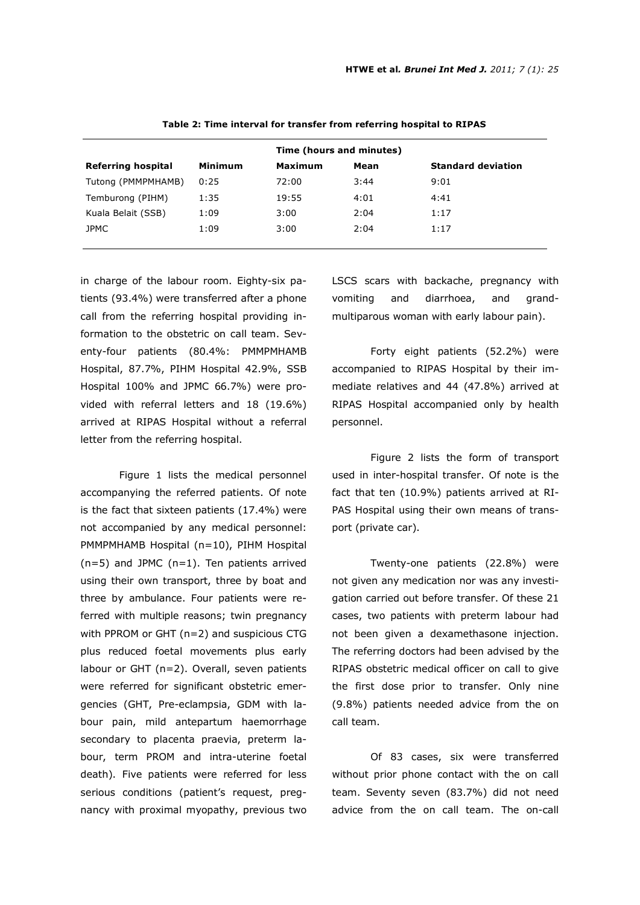**Table 2: Time interval for transfer from referring hospital to RIPAS**

| | Time (hours and minutes) | | | |
|---|---|---|---|---|
| **Referring hospital** | **Minimum** | **Maximum** | **Mean** | **Standard deviation** |
| Tutong (PMMPMHAMB) | 0:25 | 72:00 | 3:44 | 9:01 |
| Temburong (PIHM) | 1:35 | 19:55 | 4:01 | 4:41 |
| Kuala Belait (SSB) | 1:09 | 3:00 | 2:04 | 1:17 |
| JPMC | 1:09 | 3:00 | 2:04 | 1:17 |

in charge of the labour room. Eighty-six patients (93.4%) were transferred after a phone call from the referring hospital providing information to the obstetric on call team. Seventy-four patients (80.4%: PMMPMHAMB Hospital, 87.7%, PIHM Hospital 42.9%, SSB Hospital 100% and JPMC 66.7%) were provided with referral letters and 18 (19.6%) arrived at RIPAS Hospital without a referral letter from the referring hospital.

Figure 1 lists the medical personnel accompanying the referred patients. Of note is the fact that sixteen patients (17.4%) were not accompanied by any medical personnel: PMMPMHAMB Hospital (n=10), PIHM Hospital (n=5) and JPMC (n=1). Ten patients arrived using their own transport, three by boat and three by ambulance. Four patients were referred with multiple reasons; twin pregnancy with PPROM or GHT (n=2) and suspicious CTG plus reduced foetal movements plus early labour or GHT (n=2). Overall, seven patients were referred for significant obstetric emergencies (GHT, Pre-eclampsia, GDM with labour pain, mild antepartum haemorrhage secondary to placenta praevia, preterm labour, term PROM and intra-uterine foetal death). Five patients were referred for less serious conditions (patient's request, pregnancy with proximal myopathy, previous two LSCS scars with backache, pregnancy with vomiting and diarrhoea, and grand-multiparous woman with early labour pain).

Forty eight patients (52.2%) were accompanied to RIPAS Hospital by their immediate relatives and 44 (47.8%) arrived at RIPAS Hospital accompanied only by health personnel.

Figure 2 lists the form of transport used in inter-hospital transfer. Of note is the fact that ten (10.9%) patients arrived at RIPAS Hospital using their own means of transport (private car).

Twenty-one patients (22.8%) were not given any medication nor was any investigation carried out before transfer. Of these 21 cases, two patients with preterm labour had not been given a dexamethasone injection. The referring doctors had been advised by the RIPAS obstetric medical officer on call to give the first dose prior to transfer. Only nine (9.8%) patients needed advice from the on call team.

Of 83 cases, six were transferred without prior phone contact with the on call team. Seventy seven (83.7%) did not need advice from the on call team. The on-call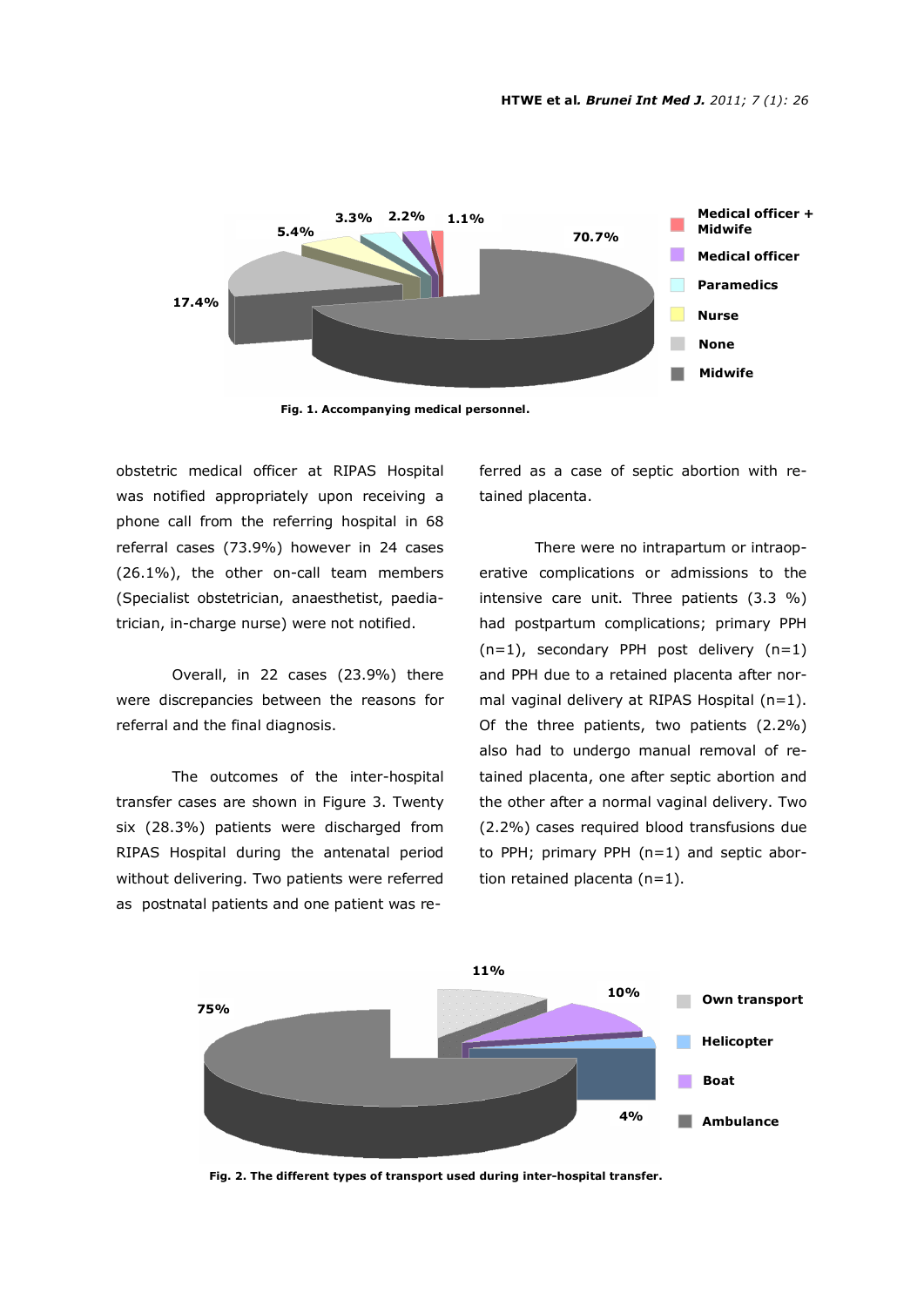Fig. 1. Accompanying medical personnel.

obstetric medical officer at RIPAS Hospital was notified appropriately upon receiving a phone call from the referring hospital in 68 referral cases (73.9%) however in 24 cases (26.1%), the other on-call team members (Specialist obstetrician, anaesthetist, paediatrician, in-charge nurse) were not notified.

Overall, in 22 cases (23.9%) there were discrepancies between the reasons for referral and the final diagnosis.

The outcomes of the inter-hospital transfer cases are shown in Figure 3. Twenty six (28.3%) patients were discharged from RIPAS Hospital during the antenatal period without delivering. Two patients were referred as postnatal patients and one patient was referred as a case of septic abortion with retained placenta.

There were no intrapartum or intraoperative complications or admissions to the intensive care unit. Three patients (3.3 %) had postpartum complications; primary PPH (n=1), secondary PPH post delivery (n=1) and PPH due to a retained placenta after normal vaginal delivery at RIPAS Hospital (n=1). Of the three patients, two patients (2.2%) also had to undergo manual removal of retained placenta, one after septic abortion and the other after a normal vaginal delivery. Two (2.2%) cases required blood transfusions due to PPH; primary PPH (n=1) and septic abortion retained placenta (n=1).

Fig. 2. The different types of transport used during inter-hospital transfer.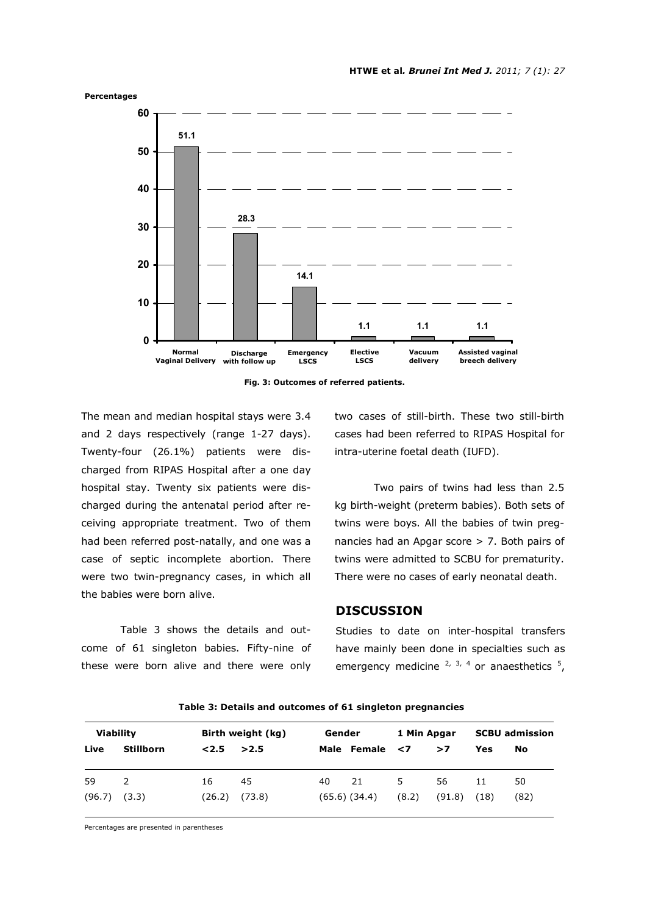Fig. 3: Outcomes of referred patients.

The mean and median hospital stays were 3.4 and 2 days respectively (range 1-27 days). Twenty-four (26.1%) patients were discharged from RIPAS Hospital after a one day hospital stay. Twenty six patients were discharged during the antenatal period after receiving appropriate treatment. Two of them had been referred post-natally, and one was a case of septic incomplete abortion. There were two twin-pregnancy cases, in which all the babies were born alive.

Table 3 shows the details and outcome of 61 singleton babies. Fifty-nine of these were born alive and there were only two cases of still-birth. These two still-birth cases had been referred to RIPAS Hospital for intra-uterine foetal death (IUFD).

Two pairs of twins had less than 2.5 kg birth-weight (preterm babies). Both sets of twins were boys. All the babies of twin pregnancies had an Apgar score > 7. Both pairs of twins were admitted to SCBU for prematurity. There were no cases of early neonatal death.

## DISCUSSION

Studies to date on inter-hospital transfers have mainly been done in specialties such as emergency medicine [2, 3, 4] or anaesthetics [5],

**Table 3: Details and outcomes of 61 singleton pregnancies**

| Viability | | Birth weight (kg) | | Gender | | 1 Min Apgar | | SCBU admission | |
|---|---|---|---|---|---|---|---|---|---|
| Live | Stillborn | <2.5 | >2.5 | Male | Female | <7 | >7 | Yes | No |
| 59 (96.7) | 2 (3.3) | 16 (26.2) | 45 (73.8) | 40 (65.6) | 21 (34.4) | 5 (8.2) | 56 (91.8) | 11 (18) | 50 (82) |

Percentages are presented in parentheses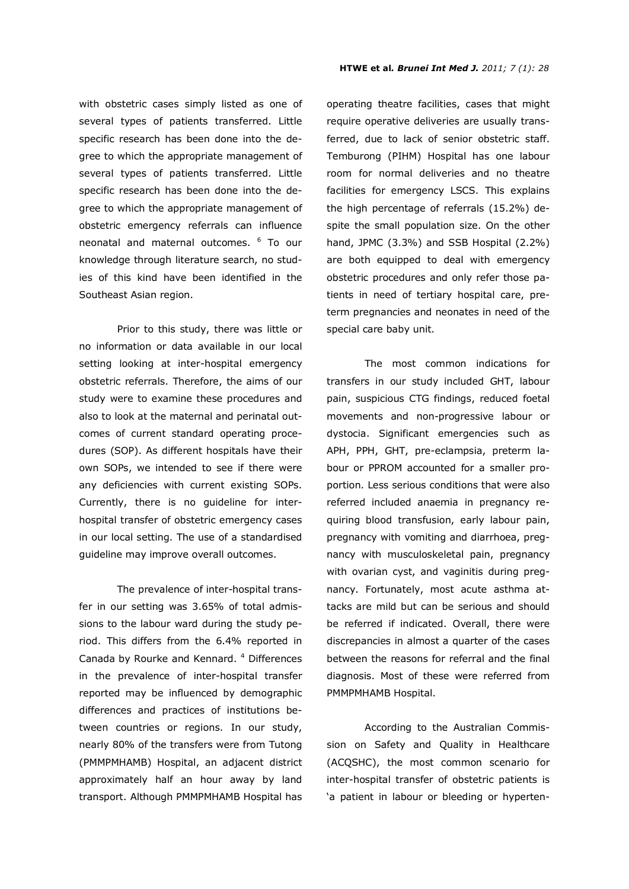with obstetric cases simply listed as one of several types of patients transferred. Little specific research has been done into the degree to which the appropriate management of several types of patients transferred. Little specific research has been done into the degree to which the appropriate management of obstetric emergency referrals can influence neonatal and maternal outcomes. [6] To our knowledge through literature search, no studies of this kind have been identified in the Southeast Asian region.

Prior to this study, there was little or no information or data available in our local setting looking at inter-hospital emergency obstetric referrals. Therefore, the aims of our study were to examine these procedures and also to look at the maternal and perinatal outcomes of current standard operating procedures (SOP). As different hospitals have their own SOPs, we intended to see if there were any deficiencies with current existing SOPs. Currently, there is no guideline for inter-hospital transfer of obstetric emergency cases in our local setting. The use of a standardised guideline may improve overall outcomes.

The prevalence of inter-hospital transfer in our setting was 3.65% of total admissions to the labour ward during the study period. This differs from the 6.4% reported in Canada by Rourke and Kennard. [4] Differences in the prevalence of inter-hospital transfer reported may be influenced by demographic differences and practices of institutions between countries or regions. In our study, nearly 80% of the transfers were from Tutong (PMMPMHAMB) Hospital, an adjacent district approximately half an hour away by land transport. Although PMMPMHAMB Hospital has operating theatre facilities, cases that might require operative deliveries are usually transferred, due to lack of senior obstetric staff. Temburong (PIHM) Hospital has one labour room for normal deliveries and no theatre facilities for emergency LSCS. This explains the high percentage of referrals (15.2%) despite the small population size. On the other hand, JPMC (3.3%) and SSB Hospital (2.2%) are both equipped to deal with emergency obstetric procedures and only refer those patients in need of tertiary hospital care, preterm pregnancies and neonates in need of the special care baby unit.

The most common indications for transfers in our study included GHT, labour pain, suspicious CTG findings, reduced foetal movements and non-progressive labour or dystocia. Significant emergencies such as APH, PPH, GHT, pre-eclampsia, preterm labour or PPROM accounted for a smaller proportion. Less serious conditions that were also referred included anaemia in pregnancy requiring blood transfusion, early labour pain, pregnancy with vomiting and diarrhoea, pregnancy with musculoskeletal pain, pregnancy with ovarian cyst, and vaginitis during pregnancy. Fortunately, most acute asthma attacks are mild but can be serious and should be referred if indicated. Overall, there were discrepancies in almost a quarter of the cases between the reasons for referral and the final diagnosis. Most of these were referred from PMMPMHAMB Hospital.

According to the Australian Commission on Safety and Quality in Healthcare (ACQSHC), the most common scenario for inter-hospital transfer of obstetric patients is 'a patient in labour or bleeding or hyperten-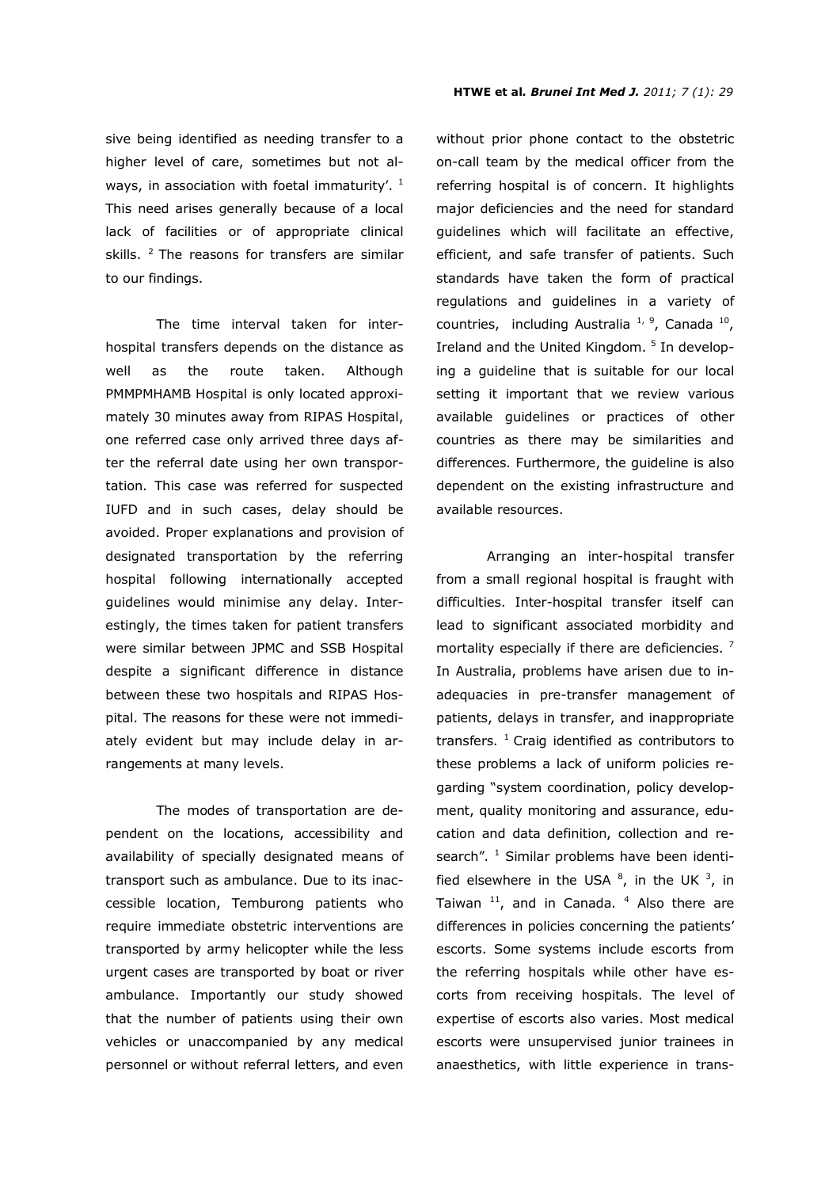sive being identified as needing transfer to a higher level of care, sometimes but not always, in association with foetal immaturity'. [1] This need arises generally because of a local lack of facilities or of appropriate clinical skills. [2] The reasons for transfers are similar to our findings.

The time interval taken for inter-hospital transfers depends on the distance as well as the route taken. Although PMMPMHAMB Hospital is only located approximately 30 minutes away from RIPAS Hospital, one referred case only arrived three days after the referral date using her own transportation. This case was referred for suspected IUFD and in such cases, delay should be avoided. Proper explanations and provision of designated transportation by the referring hospital following internationally accepted guidelines would minimise any delay. Interestingly, the times taken for patient transfers were similar between JPMC and SSB Hospital despite a significant difference in distance between these two hospitals and RIPAS Hospital. The reasons for these were not immediately evident but may include delay in arrangements at many levels.

The modes of transportation are dependent on the locations, accessibility and availability of specially designated means of transport such as ambulance. Due to its inaccessible location, Temburong patients who require immediate obstetric interventions are transported by army helicopter while the less urgent cases are transported by boat or river ambulance. Importantly our study showed that the number of patients using their own vehicles or unaccompanied by any medical personnel or without referral letters, and even without prior phone contact to the obstetric on-call team by the medical officer from the referring hospital is of concern. It highlights major deficiencies and the need for standard guidelines which will facilitate an effective, efficient, and safe transfer of patients. Such standards have taken the form of practical regulations and guidelines in a variety of countries, including Australia [1, 9], Canada [10], Ireland and the United Kingdom. [5] In developing a guideline that is suitable for our local setting it important that we review various available guidelines or practices of other countries as there may be similarities and differences. Furthermore, the guideline is also dependent on the existing infrastructure and available resources.

Arranging an inter-hospital transfer from a small regional hospital is fraught with difficulties. Inter-hospital transfer itself can lead to significant associated morbidity and mortality especially if there are deficiencies. [7] In Australia, problems have arisen due to inadequacies in pre-transfer management of patients, delays in transfer, and inappropriate transfers. [1] Craig identified as contributors to these problems a lack of uniform policies regarding "system coordination, policy development, quality monitoring and assurance, education and data definition, collection and research". [1] Similar problems have been identified elsewhere in the USA [8], in the UK [3], in Taiwan [11], and in Canada. [4] Also there are differences in policies concerning the patients' escorts. Some systems include escorts from the referring hospitals while other have escorts from receiving hospitals. The level of expertise of escorts also varies. Most medical escorts were unsupervised junior trainees in anaesthetics, with little experience in trans-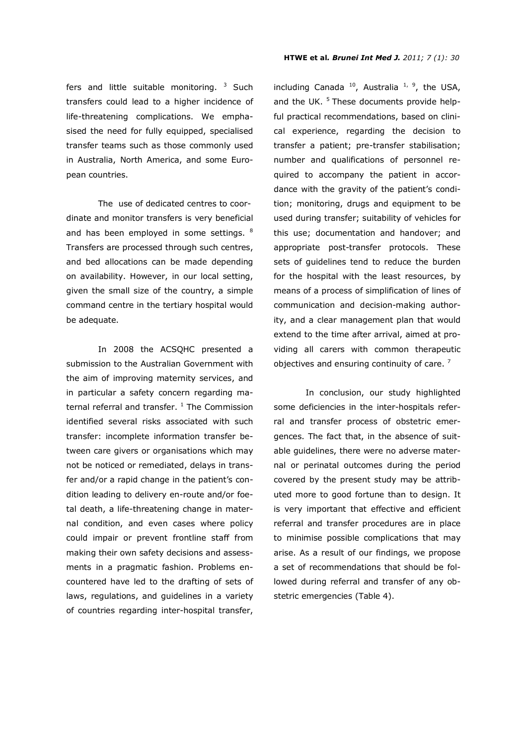fers and little suitable monitoring. [3] Such transfers could lead to a higher incidence of life-threatening complications. We emphasised the need for fully equipped, specialised transfer teams such as those commonly used in Australia, North America, and some European countries.

The use of dedicated centres to coordinate and monitor transfers is very beneficial and has been employed in some settings. [8] Transfers are processed through such centres, and bed allocations can be made depending on availability. However, in our local setting, given the small size of the country, a simple command centre in the tertiary hospital would be adequate.

In 2008 the ACSQHC presented a submission to the Australian Government with the aim of improving maternity services, and in particular a safety concern regarding maternal referral and transfer. [1] The Commission identified several risks associated with such transfer: incomplete information transfer between care givers or organisations which may not be noticed or remediated, delays in transfer and/or a rapid change in the patient's condition leading to delivery en-route and/or foetal death, a life-threatening change in maternal condition, and even cases where policy could impair or prevent frontline staff from making their own safety decisions and assessments in a pragmatic fashion. Problems encountered have led to the drafting of sets of laws, regulations, and guidelines in a variety of countries regarding inter-hospital transfer, including Canada [10], Australia [1, 9], the USA, and the UK. [5] These documents provide helpful practical recommendations, based on clinical experience, regarding the decision to transfer a patient; pre-transfer stabilisation; number and qualifications of personnel required to accompany the patient in accordance with the gravity of the patient's condition; monitoring, drugs and equipment to be used during transfer; suitability of vehicles for this use; documentation and handover; and appropriate post-transfer protocols. These sets of guidelines tend to reduce the burden for the hospital with the least resources, by means of a process of simplification of lines of communication and decision-making authority, and a clear management plan that would extend to the time after arrival, aimed at providing all carers with common therapeutic objectives and ensuring continuity of care. [7]

In conclusion, our study highlighted some deficiencies in the inter-hospitals referral and transfer process of obstetric emergences. The fact that, in the absence of suitable guidelines, there were no adverse maternal or perinatal outcomes during the period covered by the present study may be attributed more to good fortune than to design. It is very important that effective and efficient referral and transfer procedures are in place to minimise possible complications that may arise. As a result of our findings, we propose a set of recommendations that should be followed during referral and transfer of any obstetric emergencies (Table 4).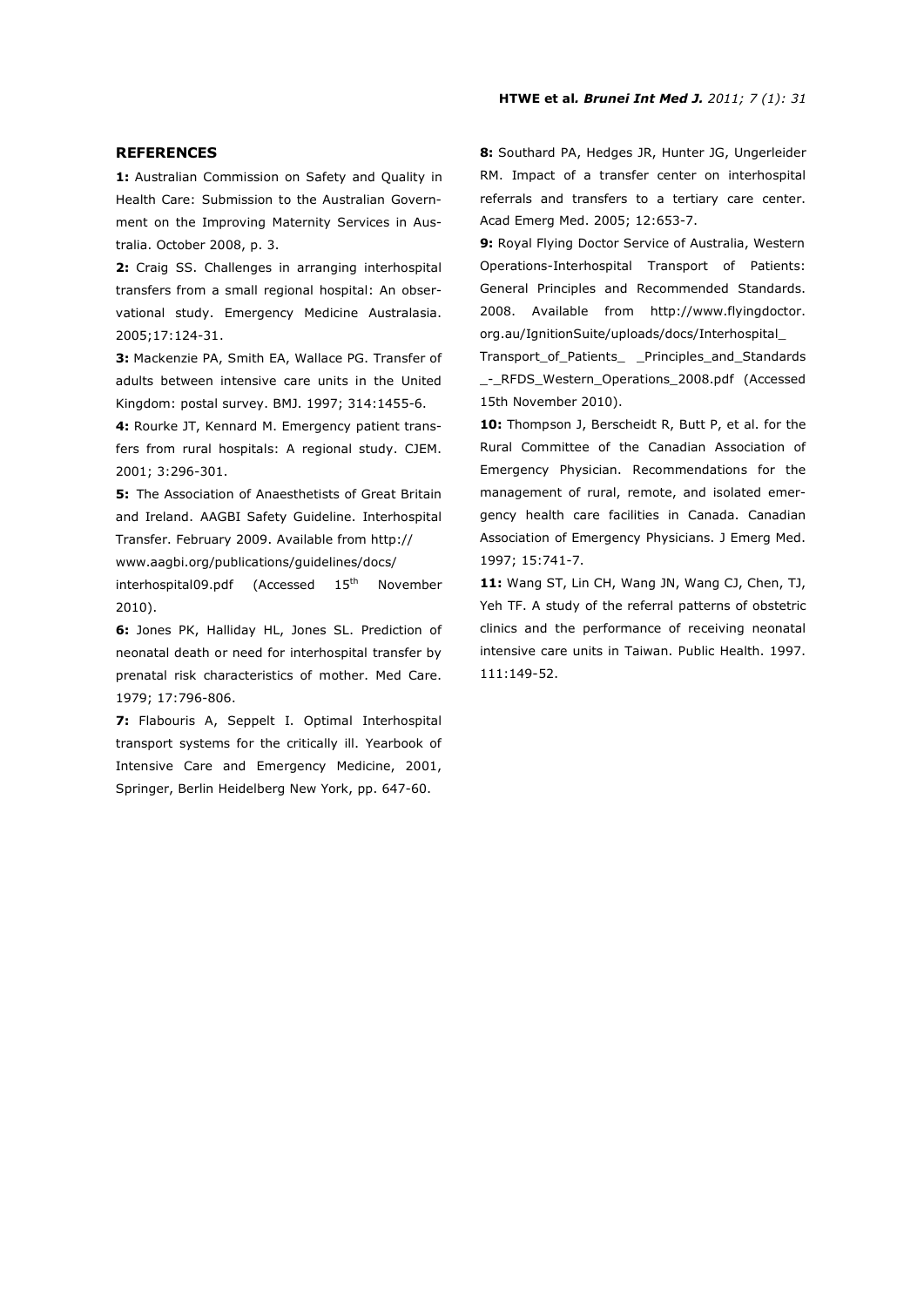## REFERENCES

**1:** Australian Commission on Safety and Quality in Health Care: Submission to the Australian Government on the Improving Maternity Services in Australia. October 2008, p. 3.

**2:** Craig SS. Challenges in arranging interhospital transfers from a small regional hospital: An observational study. Emergency Medicine Australasia. 2005;17:124-31.

**3:** Mackenzie PA, Smith EA, Wallace PG. Transfer of adults between intensive care units in the United Kingdom: postal survey. BMJ. 1997; 314:1455-6.

**4:** Rourke JT, Kennard M. Emergency patient transfers from rural hospitals: A regional study. CJEM. 2001; 3:296-301.

**5:** The Association of Anaesthetists of Great Britain and Ireland. AAGBI Safety Guideline. Interhospital Transfer. February 2009. Available from http://www.aagbi.org/publications/guidelines/docs/interhospital09.pdf (Accessed 15th November 2010).

**6:** Jones PK, Halliday HL, Jones SL. Prediction of neonatal death or need for interhospital transfer by prenatal risk characteristics of mother. Med Care. 1979; 17:796-806.

**7:** Flabouris A, Seppelt I. Optimal Interhospital transport systems for the critically ill. Yearbook of Intensive Care and Emergency Medicine, 2001, Springer, Berlin Heidelberg New York, pp. 647-60.

**8:** Southard PA, Hedges JR, Hunter JG, Ungerleider RM. Impact of a transfer center on interhospital referrals and transfers to a tertiary care center. Acad Emerg Med. 2005; 12:653-7.

**9:** Royal Flying Doctor Service of Australia, Western Operations-Interhospital Transport of Patients: General Principles and Recommended Standards. 2008. Available from http://www.flyingdoctor.org.au/IgnitionSuite/uploads/docs/Interhospital_Transport_of_Patients_ _Principles_and_Standards_-_RFDS_Western_Operations_2008.pdf (Accessed 15th November 2010).

**10:** Thompson J, Berscheidt R, Butt P, et al. for the Rural Committee of the Canadian Association of Emergency Physician. Recommendations for the management of rural, remote, and isolated emergency health care facilities in Canada. Canadian Association of Emergency Physicians. J Emerg Med. 1997; 15:741-7.

**11:** Wang ST, Lin CH, Wang JN, Wang CJ, Chen, TJ, Yeh TF. A study of the referral patterns of obstetric clinics and the performance of receiving neonatal intensive care units in Taiwan. Public Health. 1997. 111:149-52.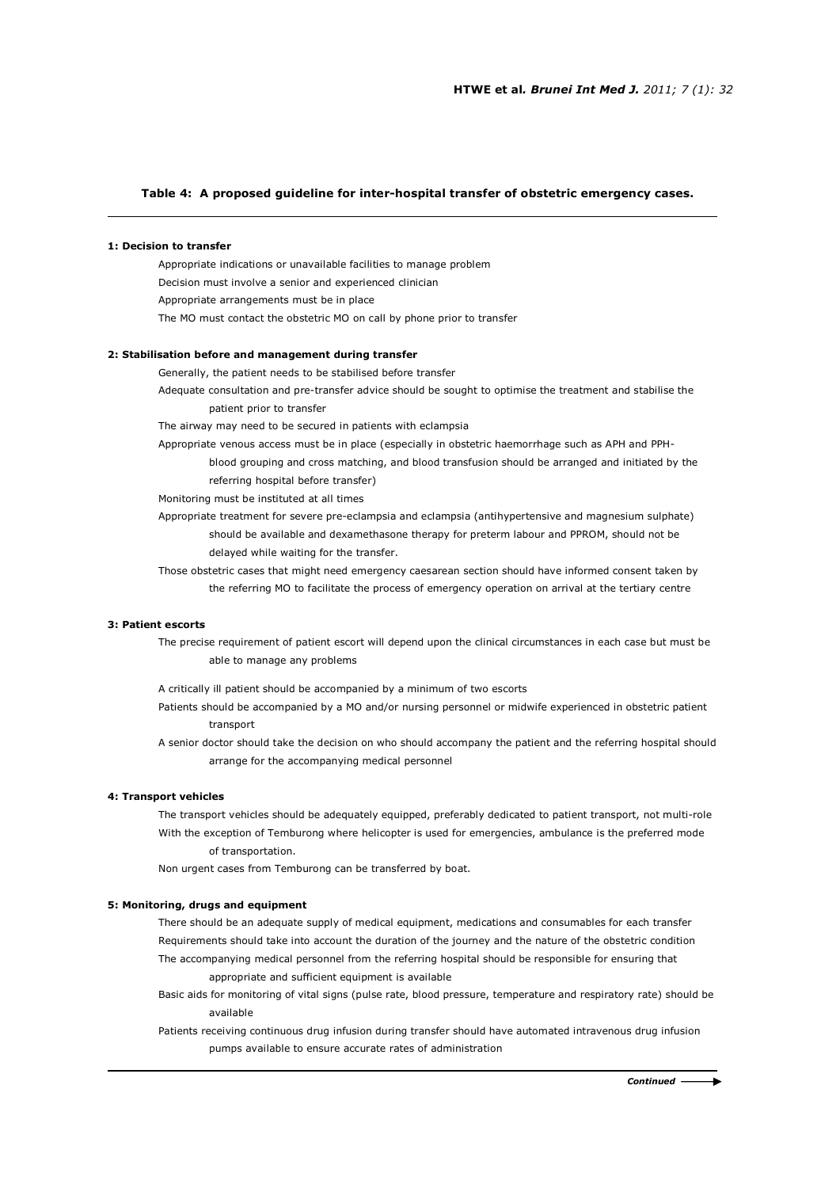**Table 4: A proposed guideline for inter-hospital transfer of obstetric emergency cases.**

---

**1: Decision to transfer**

Appropriate indications or unavailable facilities to manage problem

Decision must involve a senior and experienced clinician

Appropriate arrangements must be in place

The MO must contact the obstetric MO on call by phone prior to transfer

**2: Stabilisation before and management during transfer**

Generally, the patient needs to be stabilised before transfer

Adequate consultation and pre-transfer advice should be sought to optimise the treatment and stabilise the patient prior to transfer

The airway may need to be secured in patients with eclampsia

Appropriate venous access must be in place (especially in obstetric haemorrhage such as APH and PPH- blood grouping and cross matching, and blood transfusion should be arranged and initiated by the referring hospital before transfer)

Monitoring must be instituted at all times

Appropriate treatment for severe pre-eclampsia and eclampsia (antihypertensive and magnesium sulphate) should be available and dexamethasone therapy for preterm labour and PPROM, should not be delayed while waiting for the transfer.

Those obstetric cases that might need emergency caesarean section should have informed consent taken by the referring MO to facilitate the process of emergency operation on arrival at the tertiary centre

**3: Patient escorts**

The precise requirement of patient escort will depend upon the clinical circumstances in each case but must be able to manage any problems

A critically ill patient should be accompanied by a minimum of two escorts

Patients should be accompanied by a MO and/or nursing personnel or midwife experienced in obstetric patient transport

A senior doctor should take the decision on who should accompany the patient and the referring hospital should arrange for the accompanying medical personnel

**4: Transport vehicles**

The transport vehicles should be adequately equipped, preferably dedicated to patient transport, not multi-role

With the exception of Temburong where helicopter is used for emergencies, ambulance is the preferred mode of transportation.

Non urgent cases from Temburong can be transferred by boat.

**5: Monitoring, drugs and equipment**

There should be an adequate supply of medical equipment, medications and consumables for each transfer

Requirements should take into account the duration of the journey and the nature of the obstetric condition

The accompanying medical personnel from the referring hospital should be responsible for ensuring that appropriate and sufficient equipment is available

Basic aids for monitoring of vital signs (pulse rate, blood pressure, temperature and respiratory rate) should be available

Patients receiving continuous drug infusion during transfer should have automated intravenous drug infusion pumps available to ensure accurate rates of administration

*Continued* →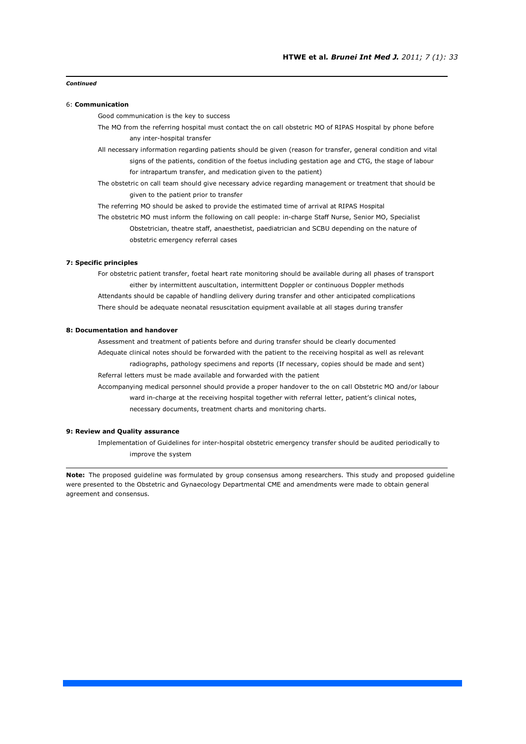***Continued***

6: **Communication**

- Good communication is the key to success
- The MO from the referring hospital must contact the on call obstetric MO of RIPAS Hospital by phone before any inter-hospital transfer
- All necessary information regarding patients should be given (reason for transfer, general condition and vital signs of the patients, condition of the foetus including gestation age and CTG, the stage of labour for intrapartum transfer, and medication given to the patient)
- The obstetric on call team should give necessary advice regarding management or treatment that should be given to the patient prior to transfer
- The referring MO should be asked to provide the estimated time of arrival at RIPAS Hospital
- The obstetric MO must inform the following on call people: in-charge Staff Nurse, Senior MO, Specialist Obstetrician, theatre staff, anaesthetist, paediatrician and SCBU depending on the nature of obstetric emergency referral cases

**7: Specific principles**

- For obstetric patient transfer, foetal heart rate monitoring should be available during all phases of transport either by intermittent auscultation, intermittent Doppler or continuous Doppler methods
- Attendants should be capable of handling delivery during transfer and other anticipated complications
- There should be adequate neonatal resuscitation equipment available at all stages during transfer

**8: Documentation and handover**

- Assessment and treatment of patients before and during transfer should be clearly documented
- Adequate clinical notes should be forwarded with the patient to the receiving hospital as well as relevant radiographs, pathology specimens and reports (If necessary, copies should be made and sent)
- Referral letters must be made available and forwarded with the patient
- Accompanying medical personnel should provide a proper handover to the on call Obstetric MO and/or labour ward in-charge at the receiving hospital together with referral letter, patient's clinical notes, necessary documents, treatment charts and monitoring charts.

**9: Review and Quality assurance**

- Implementation of Guidelines for inter-hospital obstetric emergency transfer should be audited periodically to improve the system

**Note:** The proposed guideline was formulated by group consensus among researchers. This study and proposed guideline were presented to the Obstetric and Gynaecology Departmental CME and amendments were made to obtain general agreement and consensus.